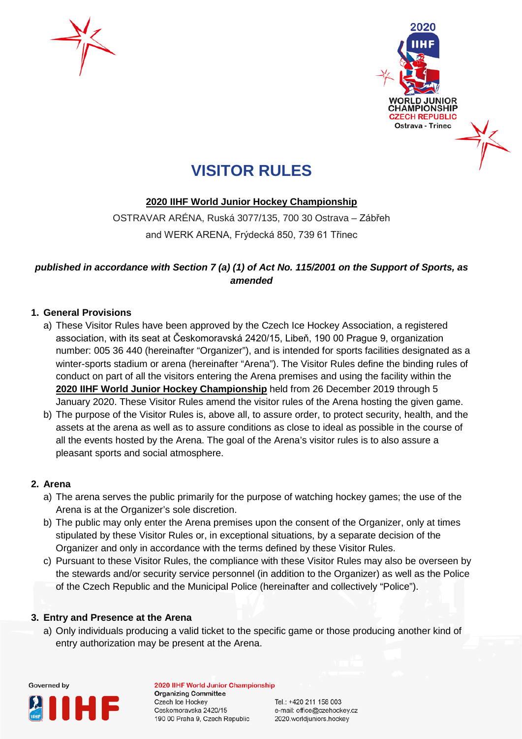# VISITOR RULES

**2020 IIHF World Junior Hockey Championship**

OSTRAVAR ARÉNA, Ruská 3077/135, 700 30 Ostrava – Zábřeh

and WERK ARENA, Frýdecká 850, 739 61 Třinec

***published in accordance with Section 7 (a) (1) of Act No. 115/2001 on the Support of Sports, as amended***

## 1. General Provisions

a) These Visitor Rules have been approved by the Czech Ice Hockey Association, a registered association, with its seat at Českomoravská 2420/15, Libeň, 190 00 Prague 9, organization number: 005 36 440 (hereinafter "Organizer"), and is intended for sports facilities designated as a winter-sports stadium or arena (hereinafter "Arena"). The Visitor Rules define the binding rules of conduct on part of all the visitors entering the Arena premises and using the facility within the **2020 IIHF World Junior Hockey Championship** held from 26 December 2019 through 5 January 2020. These Visitor Rules amend the visitor rules of the Arena hosting the given game.

b) The purpose of the Visitor Rules is, above all, to assure order, to protect security, health, and the assets at the arena as well as to assure conditions as close to ideal as possible in the course of all the events hosted by the Arena. The goal of the Arena's visitor rules is to also assure a pleasant sports and social atmosphere.

## 2. Arena

a) The arena serves the public primarily for the purpose of watching hockey games; the use of the Arena is at the Organizer's sole discretion.

b) The public may only enter the Arena premises upon the consent of the Organizer, only at times stipulated by these Visitor Rules or, in exceptional situations, by a separate decision of the Organizer and only in accordance with the terms defined by these Visitor Rules.

c) Pursuant to these Visitor Rules, the compliance with these Visitor Rules may also be overseen by the stewards and/or security service personnel (in addition to the Organizer) as well as the Police of the Czech Republic and the Municipal Police (hereinafter and collectively "Police").

## 3. Entry and Presence at the Arena

a) Only individuals producing a valid ticket to the specific game or those producing another kind of entry authorization may be present at the Arena.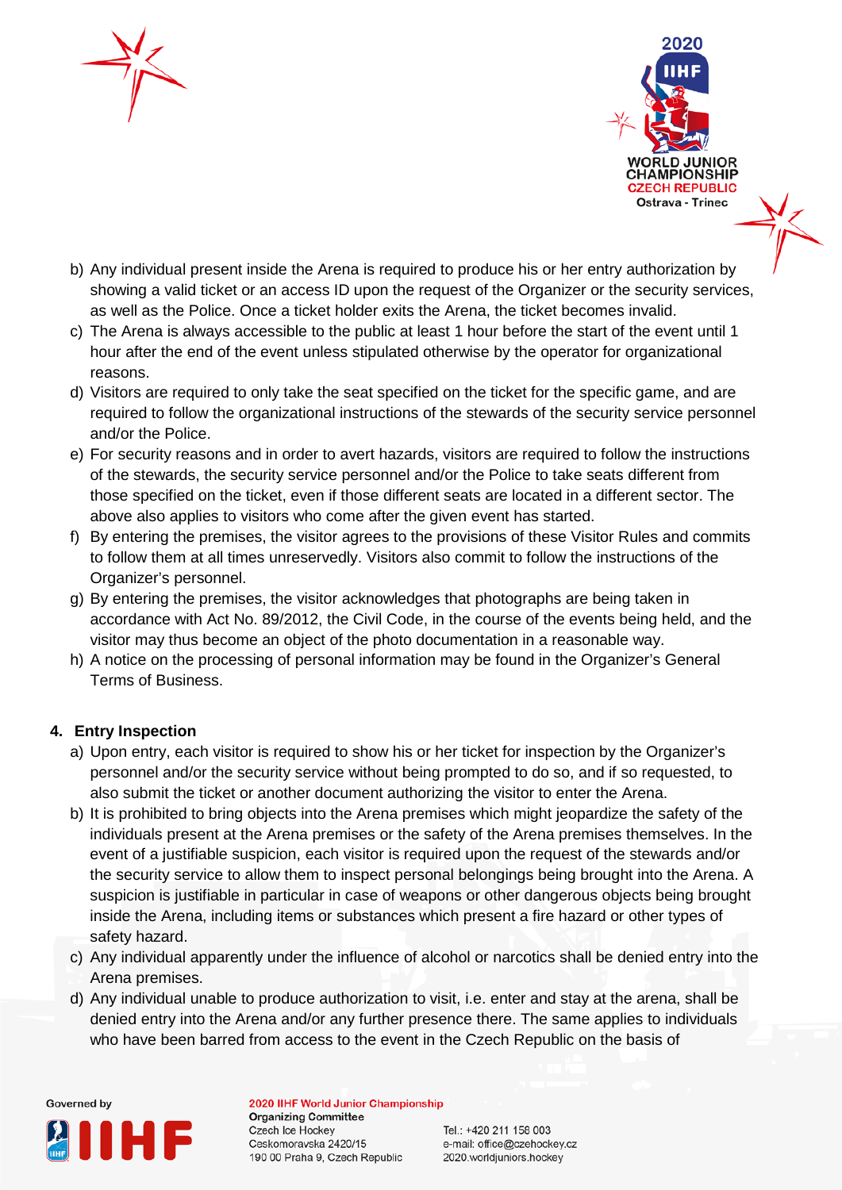b) Any individual present inside the Arena is required to produce his or her entry authorization by showing a valid ticket or an access ID upon the request of the Organizer or the security services, as well as the Police. Once a ticket holder exits the Arena, the ticket becomes invalid.
c) The Arena is always accessible to the public at least 1 hour before the start of the event until 1 hour after the end of the event unless stipulated otherwise by the operator for organizational reasons.
d) Visitors are required to only take the seat specified on the ticket for the specific game, and are required to follow the organizational instructions of the stewards of the security service personnel and/or the Police.
e) For security reasons and in order to avert hazards, visitors are required to follow the instructions of the stewards, the security service personnel and/or the Police to take seats different from those specified on the ticket, even if those different seats are located in a different sector. The above also applies to visitors who come after the given event has started.
f) By entering the premises, the visitor agrees to the provisions of these Visitor Rules and commits to follow them at all times unreservedly. Visitors also commit to follow the instructions of the Organizer's personnel.
g) By entering the premises, the visitor acknowledges that photographs are being taken in accordance with Act No. 89/2012, the Civil Code, in the course of the events being held, and the visitor may thus become an object of the photo documentation in a reasonable way.
h) A notice on the processing of personal information may be found in the Organizer's General Terms of Business.

## 4. Entry Inspection

a) Upon entry, each visitor is required to show his or her ticket for inspection by the Organizer's personnel and/or the security service without being prompted to do so, and if so requested, to also submit the ticket or another document authorizing the visitor to enter the Arena.
b) It is prohibited to bring objects into the Arena premises which might jeopardize the safety of the individuals present at the Arena premises or the safety of the Arena premises themselves. In the event of a justifiable suspicion, each visitor is required upon the request of the stewards and/or the security service to allow them to inspect personal belongings being brought into the Arena. A suspicion is justifiable in particular in case of weapons or other dangerous objects being brought inside the Arena, including items or substances which present a fire hazard or other types of safety hazard.
c) Any individual apparently under the influence of alcohol or narcotics shall be denied entry into the Arena premises.
d) Any individual unable to produce authorization to visit, i.e. enter and stay at the arena, shall be denied entry into the Arena and/or any further presence there. The same applies to individuals who have been barred from access to the event in the Czech Republic on the basis of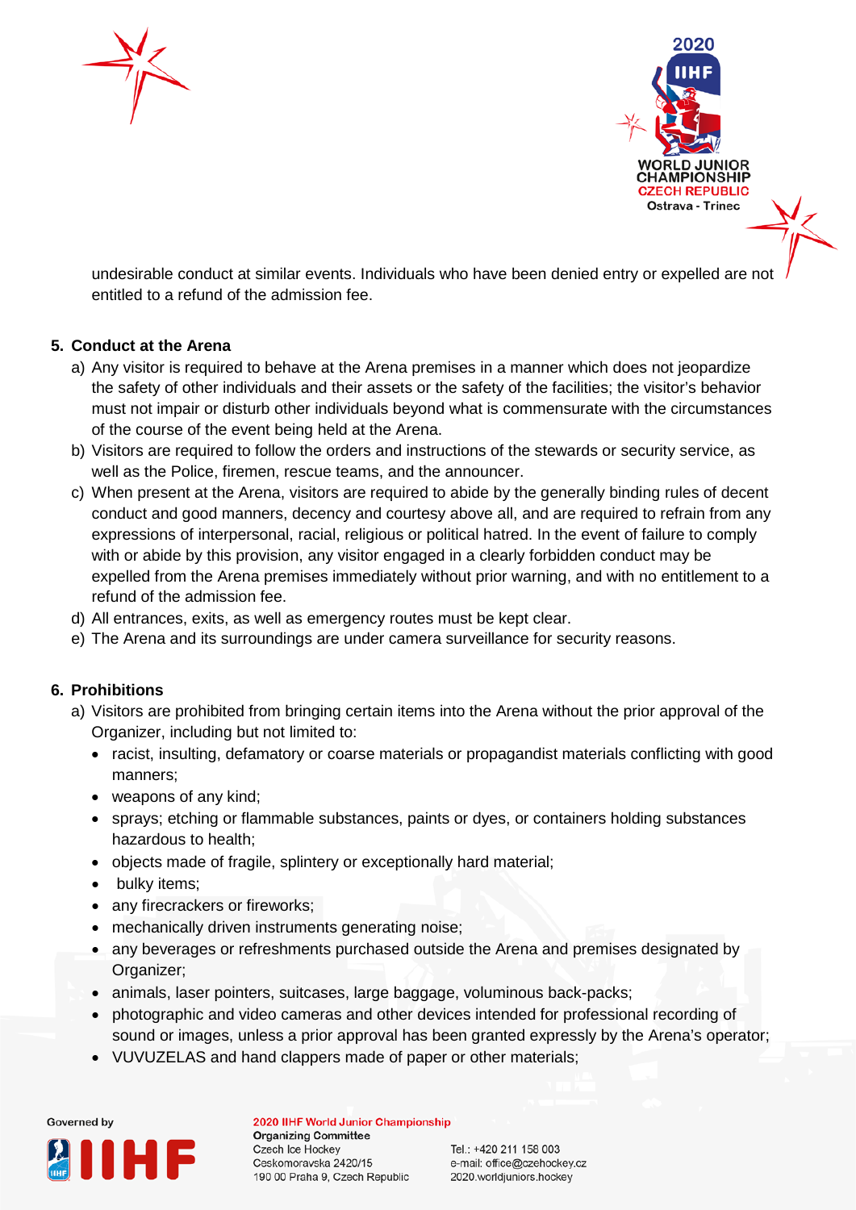undesirable conduct at similar events. Individuals who have been denied entry or expelled are not entitled to a refund of the admission fee.

## 5. Conduct at the Arena

a) Any visitor is required to behave at the Arena premises in a manner which does not jeopardize the safety of other individuals and their assets or the safety of the facilities; the visitor's behavior must not impair or disturb other individuals beyond what is commensurate with the circumstances of the course of the event being held at the Arena.

b) Visitors are required to follow the orders and instructions of the stewards or security service, as well as the Police, firemen, rescue teams, and the announcer.

c) When present at the Arena, visitors are required to abide by the generally binding rules of decent conduct and good manners, decency and courtesy above all, and are required to refrain from any expressions of interpersonal, racial, religious or political hatred. In the event of failure to comply with or abide by this provision, any visitor engaged in a clearly forbidden conduct may be expelled from the Arena premises immediately without prior warning, and with no entitlement to a refund of the admission fee.

d) All entrances, exits, as well as emergency routes must be kept clear.

e) The Arena and its surroundings are under camera surveillance for security reasons.

## 6. Prohibitions

a) Visitors are prohibited from bringing certain items into the Arena without the prior approval of the Organizer, including but not limited to:

- racist, insulting, defamatory or coarse materials or propagandist materials conflicting with good manners;
- weapons of any kind;
- sprays; etching or flammable substances, paints or dyes, or containers holding substances hazardous to health;
- objects made of fragile, splintery or exceptionally hard material;
- bulky items;
- any firecrackers or fireworks;
- mechanically driven instruments generating noise;
- any beverages or refreshments purchased outside the Arena and premises designated by Organizer;
- animals, laser pointers, suitcases, large baggage, voluminous back-packs;
- photographic and video cameras and other devices intended for professional recording of sound or images, unless a prior approval has been granted expressly by the Arena's operator;
- VUVUZELAS and hand clappers made of paper or other materials;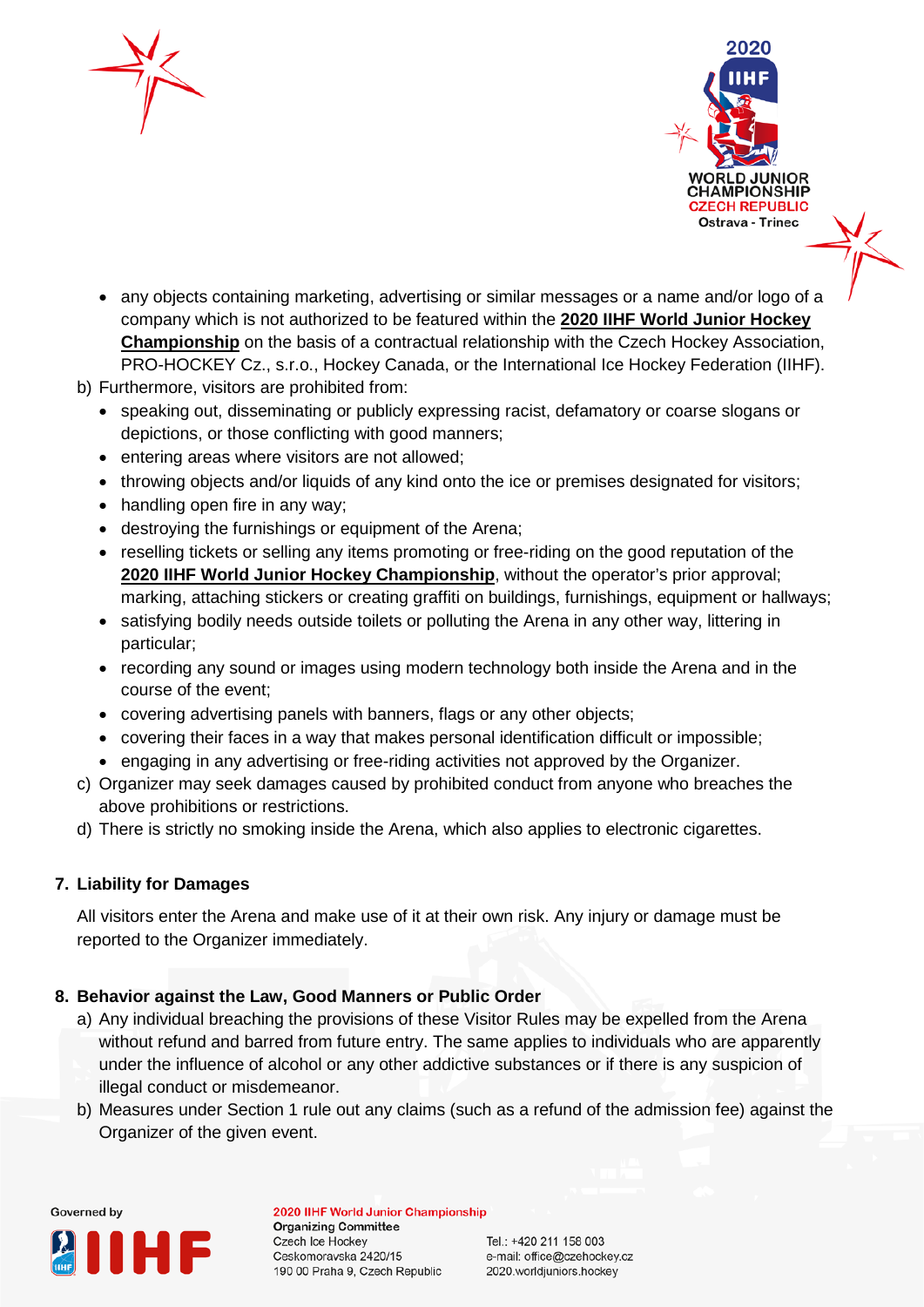- any objects containing marketing, advertising or similar messages or a name and/or logo of a company which is not authorized to be featured within the **2020 IIHF World Junior Hockey Championship** on the basis of a contractual relationship with the Czech Hockey Association, PRO-HOCKEY Cz., s.r.o., Hockey Canada, or the International Ice Hockey Federation (IIHF).

b) Furthermore, visitors are prohibited from:
   - speaking out, disseminating or publicly expressing racist, defamatory or coarse slogans or depictions, or those conflicting with good manners;
   - entering areas where visitors are not allowed;
   - throwing objects and/or liquids of any kind onto the ice or premises designated for visitors;
   - handling open fire in any way;
   - destroying the furnishings or equipment of the Arena;
   - reselling tickets or selling any items promoting or free-riding on the good reputation of the **2020 IIHF World Junior Hockey Championship**, without the operator's prior approval; marking, attaching stickers or creating graffiti on buildings, furnishings, equipment or hallways;
   - satisfying bodily needs outside toilets or polluting the Arena in any other way, littering in particular;
   - recording any sound or images using modern technology both inside the Arena and in the course of the event;
   - covering advertising panels with banners, flags or any other objects;
   - covering their faces in a way that makes personal identification difficult or impossible;
   - engaging in any advertising or free-riding activities not approved by the Organizer.

c) Organizer may seek damages caused by prohibited conduct from anyone who breaches the above prohibitions or restrictions.

d) There is strictly no smoking inside the Arena, which also applies to electronic cigarettes.

## 7. Liability for Damages

All visitors enter the Arena and make use of it at their own risk. Any injury or damage must be reported to the Organizer immediately.

## 8. Behavior against the Law, Good Manners or Public Order

a) Any individual breaching the provisions of these Visitor Rules may be expelled from the Arena without refund and barred from future entry. The same applies to individuals who are apparently under the influence of alcohol or any other addictive substances or if there is any suspicion of illegal conduct or misdemeanor.

b) Measures under Section 1 rule out any claims (such as a refund of the admission fee) against the Organizer of the given event.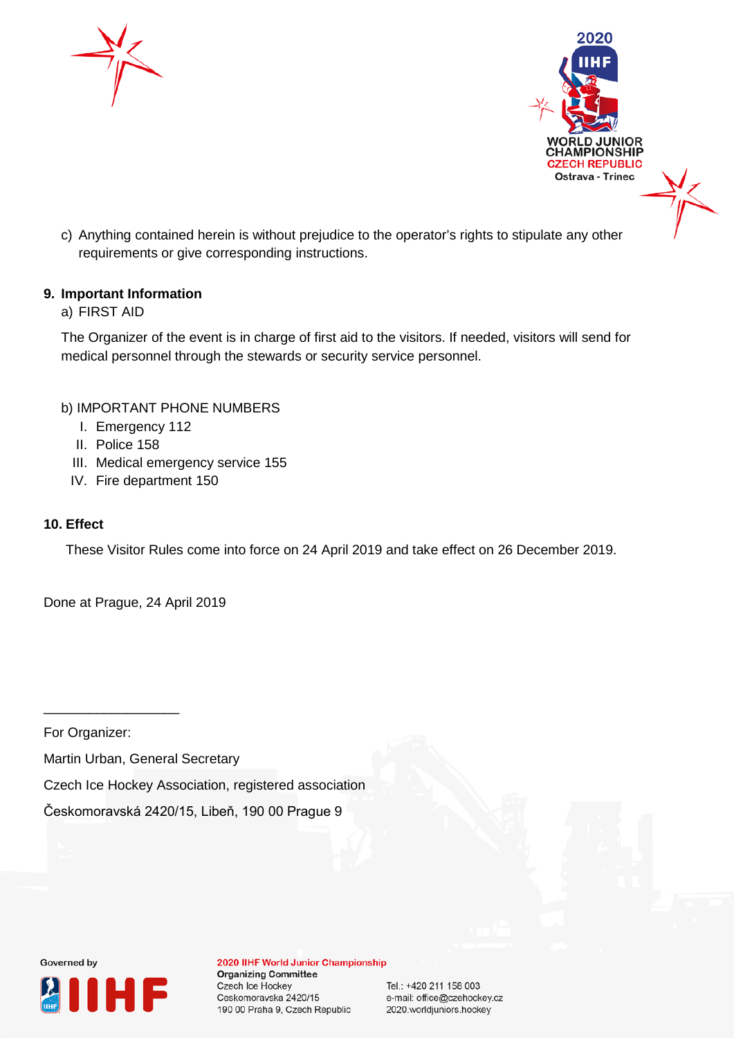c) Anything contained herein is without prejudice to the operator's rights to stipulate any other requirements or give corresponding instructions.

**9. Important Information**

a) FIRST AID

The Organizer of the event is in charge of first aid to the visitors. If needed, visitors will send for medical personnel through the stewards or security service personnel.

b) IMPORTANT PHONE NUMBERS

I. Emergency 112
II. Police 158
III. Medical emergency service 155
IV. Fire department 150

**10. Effect**

These Visitor Rules come into force on 24 April 2019 and take effect on 26 December 2019.

Done at Prague, 24 April 2019

\_\_\_\_\_\_\_\_\_\_\_\_\_\_\_\_\_\_

For Organizer:

Martin Urban, General Secretary

Czech Ice Hockey Association, registered association

Českomoravská 2420/15, Libeň, 190 00 Prague 9